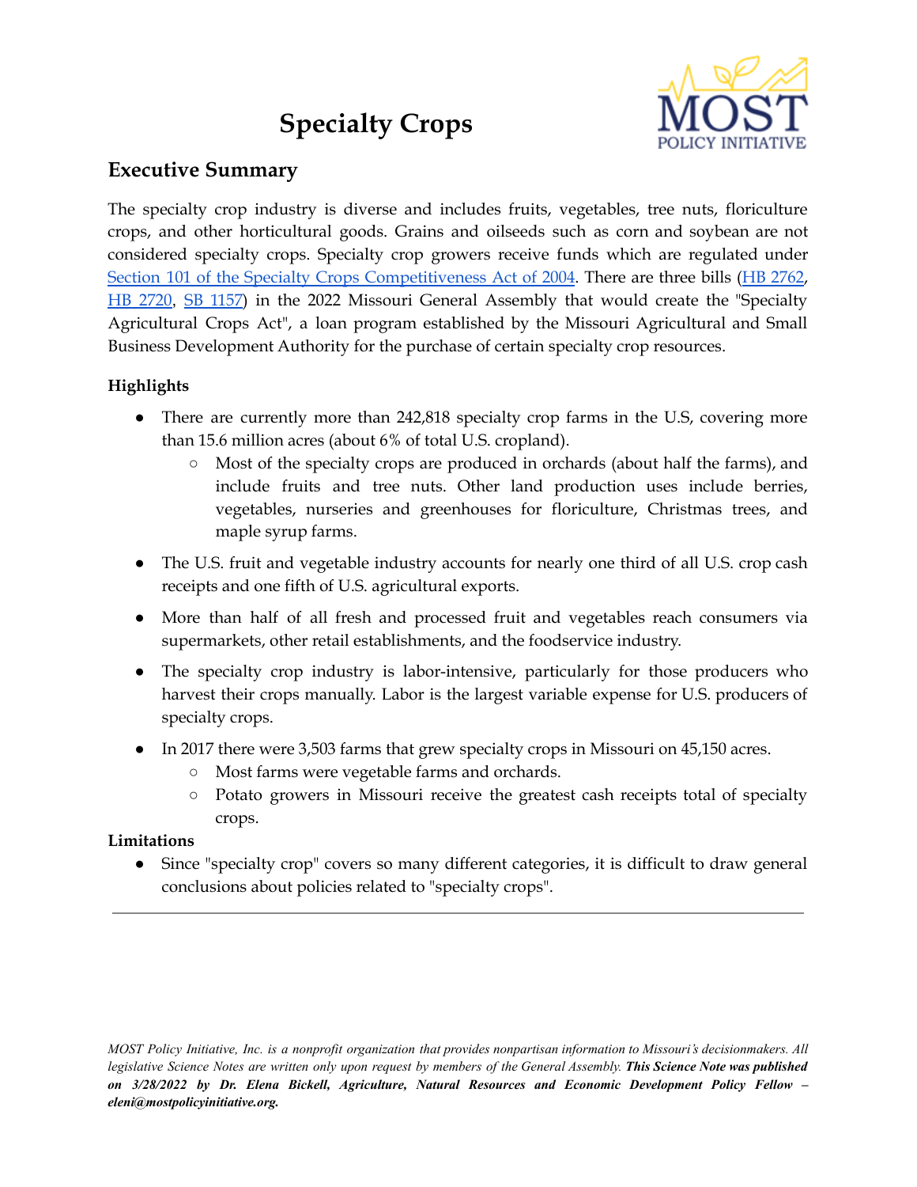# Specialty Crops

## Executive Summary

The specialty crop industry is diverse and includes fruits, vegetables, tree nuts, floriculture crops, and other horticultural goods. Grains and oilseeds such as corn and soybean are not considered specialty crops. Specialty crop growers receive funds which are regulated under Section 101 of the Specialty Crops Competitiveness Act of 2004. There are three bills (HB 2762, HB 2720, SB 1157) in the 2022 Missouri General Assembly that would create the "Specialty Agricultural Crops Act", a loan program established by the Missouri Agricultural and Small Business Development Authority for the purchase of certain specialty crop resources.

### Highlights

- There are currently more than 242,818 specialty crop farms in the U.S, covering more than 15.6 million acres (about 6% of total U.S. cropland).
  - Most of the specialty crops are produced in orchards (about half the farms), and include fruits and tree nuts. Other land production uses include berries, vegetables, nurseries and greenhouses for floriculture, Christmas trees, and maple syrup farms.
- The U.S. fruit and vegetable industry accounts for nearly one third of all U.S. crop cash receipts and one fifth of U.S. agricultural exports.
- More than half of all fresh and processed fruit and vegetables reach consumers via supermarkets, other retail establishments, and the foodservice industry.
- The specialty crop industry is labor-intensive, particularly for those producers who harvest their crops manually. Labor is the largest variable expense for U.S. producers of specialty crops.
- In 2017 there were 3,503 farms that grew specialty crops in Missouri on 45,150 acres.
  - Most farms were vegetable farms and orchards.
  - Potato growers in Missouri receive the greatest cash receipts total of specialty crops.

### Limitations

- Since "specialty crop" covers so many different categories, it is difficult to draw general conclusions about policies related to "specialty crops".

---

*MOST Policy Initiative, Inc. is a nonprofit organization that provides nonpartisan information to Missouri's decisionmakers. All legislative Science Notes are written only upon request by members of the General Assembly.* ***This Science Note was published on 3/28/2022 by Dr. Elena Bickell, Agriculture, Natural Resources and Economic Development Policy Fellow – eleni@mostpolicyinitiative.org.***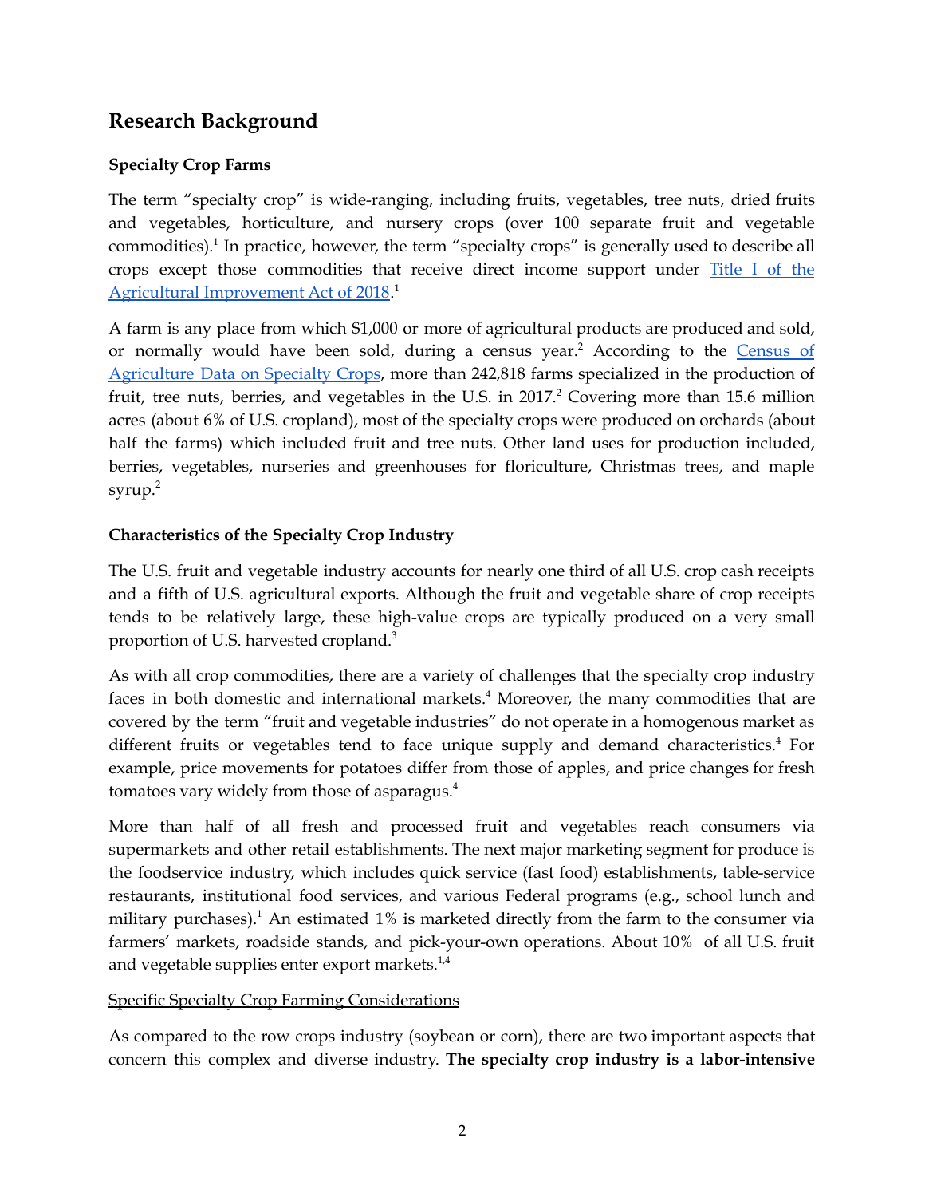## Research Background

### Specialty Crop Farms

The term "specialty crop" is wide-ranging, including fruits, vegetables, tree nuts, dried fruits and vegetables, horticulture, and nursery crops (over 100 separate fruit and vegetable commodities).[1] In practice, however, the term "specialty crops" is generally used to describe all crops except those commodities that receive direct income support under Title I of the Agricultural Improvement Act of 2018.[1]

A farm is any place from which $1,000 or more of agricultural products are produced and sold, or normally would have been sold, during a census year.[2] According to the Census of Agriculture Data on Specialty Crops, more than 242,818 farms specialized in the production of fruit, tree nuts, berries, and vegetables in the U.S. in 2017.[2] Covering more than 15.6 million acres (about 6% of U.S. cropland), most of the specialty crops were produced on orchards (about half the farms) which included fruit and tree nuts. Other land uses for production included, berries, vegetables, nurseries and greenhouses for floriculture, Christmas trees, and maple syrup.[2]

### Characteristics of the Specialty Crop Industry

The U.S. fruit and vegetable industry accounts for nearly one third of all U.S. crop cash receipts and a fifth of U.S. agricultural exports. Although the fruit and vegetable share of crop receipts tends to be relatively large, these high-value crops are typically produced on a very small proportion of U.S. harvested cropland.[3]

As with all crop commodities, there are a variety of challenges that the specialty crop industry faces in both domestic and international markets.[4] Moreover, the many commodities that are covered by the term "fruit and vegetable industries" do not operate in a homogenous market as different fruits or vegetables tend to face unique supply and demand characteristics.[4] For example, price movements for potatoes differ from those of apples, and price changes for fresh tomatoes vary widely from those of asparagus.[4]

More than half of all fresh and processed fruit and vegetables reach consumers via supermarkets and other retail establishments. The next major marketing segment for produce is the foodservice industry, which includes quick service (fast food) establishments, table-service restaurants, institutional food services, and various Federal programs (e.g., school lunch and military purchases).[1] An estimated 1% is marketed directly from the farm to the consumer via farmers' markets, roadside stands, and pick-your-own operations. About 10% of all U.S. fruit and vegetable supplies enter export markets.[1,4]

Specific Specialty Crop Farming Considerations

As compared to the row crops industry (soybean or corn), there are two important aspects that concern this complex and diverse industry. **The specialty crop industry is a labor-intensive**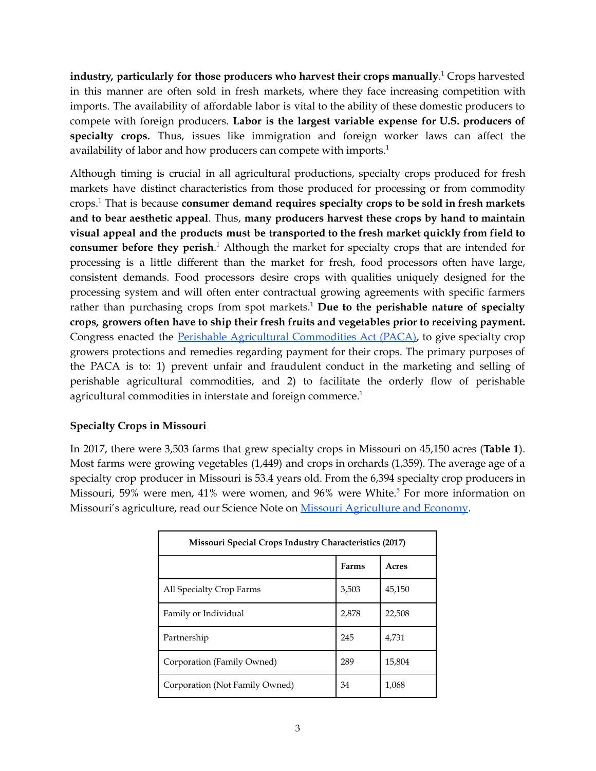**industry, particularly for those producers who harvest their crops manually**.[1] Crops harvested in this manner are often sold in fresh markets, where they face increasing competition with imports. The availability of affordable labor is vital to the ability of these domestic producers to compete with foreign producers. **Labor is the largest variable expense for U.S. producers of specialty crops.** Thus, issues like immigration and foreign worker laws can affect the availability of labor and how producers can compete with imports.[1]

Although timing is crucial in all agricultural productions, specialty crops produced for fresh markets have distinct characteristics from those produced for processing or from commodity crops.[1] That is because **consumer demand requires specialty crops to be sold in fresh markets and to bear aesthetic appeal**. Thus, **many producers harvest these crops by hand to maintain visual appeal and the products must be transported to the fresh market quickly from field to consumer before they perish**.[1] Although the market for specialty crops that are intended for processing is a little different than the market for fresh, food processors often have large, consistent demands. Food processors desire crops with qualities uniquely designed for the processing system and will often enter contractual growing agreements with specific farmers rather than purchasing crops from spot markets.[1] **Due to the perishable nature of specialty crops, growers often have to ship their fresh fruits and vegetables prior to receiving payment.** Congress enacted the Perishable Agricultural Commodities Act (PACA), to give specialty crop growers protections and remedies regarding payment for their crops. The primary purposes of the PACA is to: 1) prevent unfair and fraudulent conduct in the marketing and selling of perishable agricultural commodities, and 2) to facilitate the orderly flow of perishable agricultural commodities in interstate and foreign commerce.[1]

### Specialty Crops in Missouri

In 2017, there were 3,503 farms that grew specialty crops in Missouri on 45,150 acres (**Table 1**). Most farms were growing vegetables (1,449) and crops in orchards (1,359). The average age of a specialty crop producer in Missouri is 53.4 years old. From the 6,394 specialty crop producers in Missouri, 59% were men, 41% were women, and 96% were White.[5] For more information on Missouri's agriculture, read our Science Note on Missouri Agriculture and Economy.

| Missouri Special Crops Industry Characteristics (2017) | | |
|---|---|---|
| | **Farms** | **Acres** |
| All Specialty Crop Farms | 3,503 | 45,150 |
| Family or Individual | 2,878 | 22,508 |
| Partnership | 245 | 4,731 |
| Corporation (Family Owned) | 289 | 15,804 |
| Corporation (Not Family Owned) | 34 | 1,068 |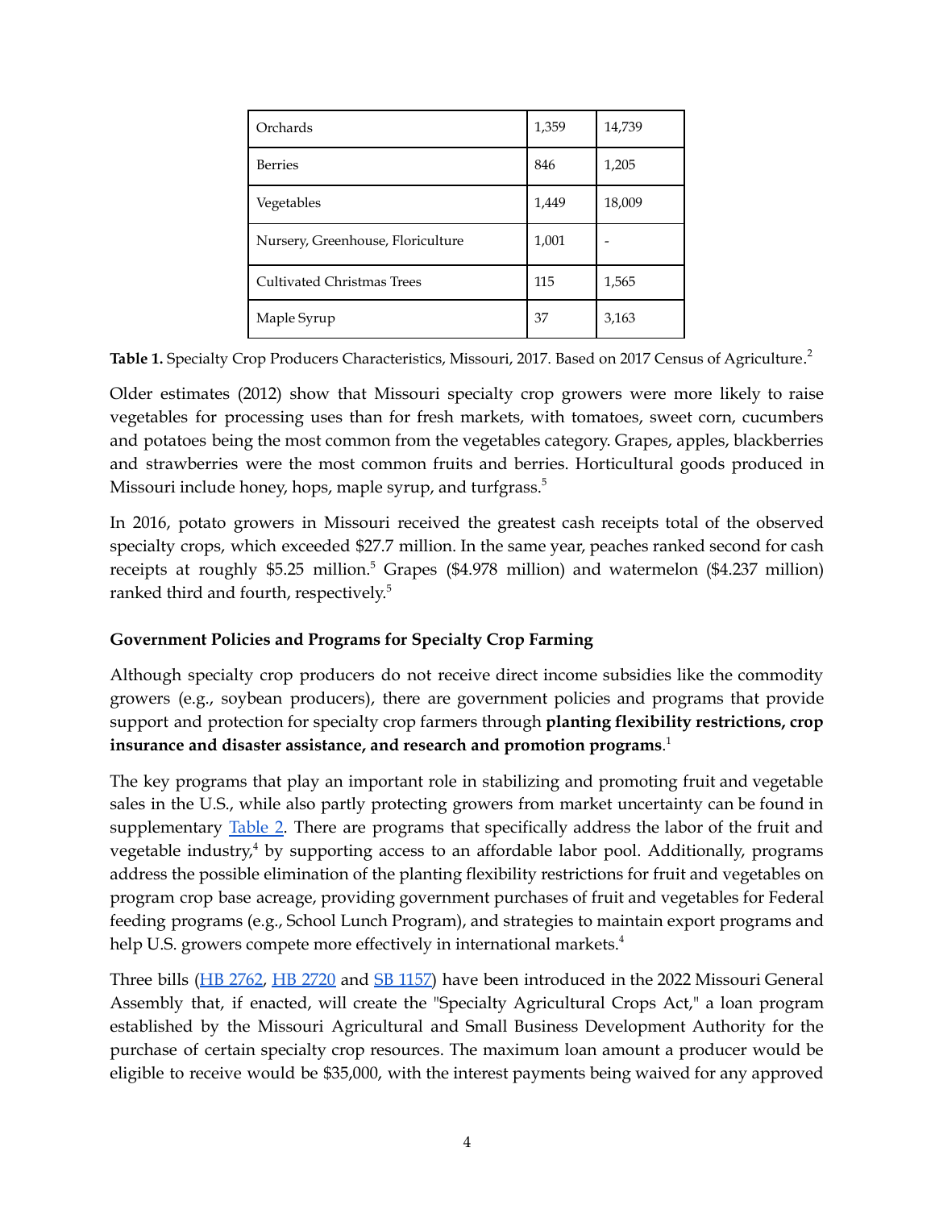| Orchards | 1,359 | 14,739 |
| --- | --- | --- |
| Berries | 846 | 1,205 |
| Vegetables | 1,449 | 18,009 |
| Nursery, Greenhouse, Floriculture | 1,001 | - |
| Cultivated Christmas Trees | 115 | 1,565 |
| Maple Syrup | 37 | 3,163 |

**Table 1.** Specialty Crop Producers Characteristics, Missouri, 2017. Based on 2017 Census of Agriculture.[2]

Older estimates (2012) show that Missouri specialty crop growers were more likely to raise vegetables for processing uses than for fresh markets, with tomatoes, sweet corn, cucumbers and potatoes being the most common from the vegetables category. Grapes, apples, blackberries and strawberries were the most common fruits and berries. Horticultural goods produced in Missouri include honey, hops, maple syrup, and turfgrass.[5]

In 2016, potato growers in Missouri received the greatest cash receipts total of the observed specialty crops, which exceeded $27.7 million. In the same year, peaches ranked second for cash receipts at roughly $5.25 million.[5] Grapes ($4.978 million) and watermelon ($4.237 million) ranked third and fourth, respectively.[5]

**Government Policies and Programs for Specialty Crop Farming**

Although specialty crop producers do not receive direct income subsidies like the commodity growers (e.g., soybean producers), there are government policies and programs that provide support and protection for specialty crop farmers through **planting flexibility restrictions, crop insurance and disaster assistance, and research and promotion programs**.[1]

The key programs that play an important role in stabilizing and promoting fruit and vegetable sales in the U.S., while also partly protecting growers from market uncertainty can be found in supplementary Table 2. There are programs that specifically address the labor of the fruit and vegetable industry,[4] by supporting access to an affordable labor pool. Additionally, programs address the possible elimination of the planting flexibility restrictions for fruit and vegetables on program crop base acreage, providing government purchases of fruit and vegetables for Federal feeding programs (e.g., School Lunch Program), and strategies to maintain export programs and help U.S. growers compete more effectively in international markets.[4]

Three bills (HB 2762, HB 2720 and SB 1157) have been introduced in the 2022 Missouri General Assembly that, if enacted, will create the "Specialty Agricultural Crops Act," a loan program established by the Missouri Agricultural and Small Business Development Authority for the purchase of certain specialty crop resources. The maximum loan amount a producer would be eligible to receive would be $35,000, with the interest payments being waived for any approved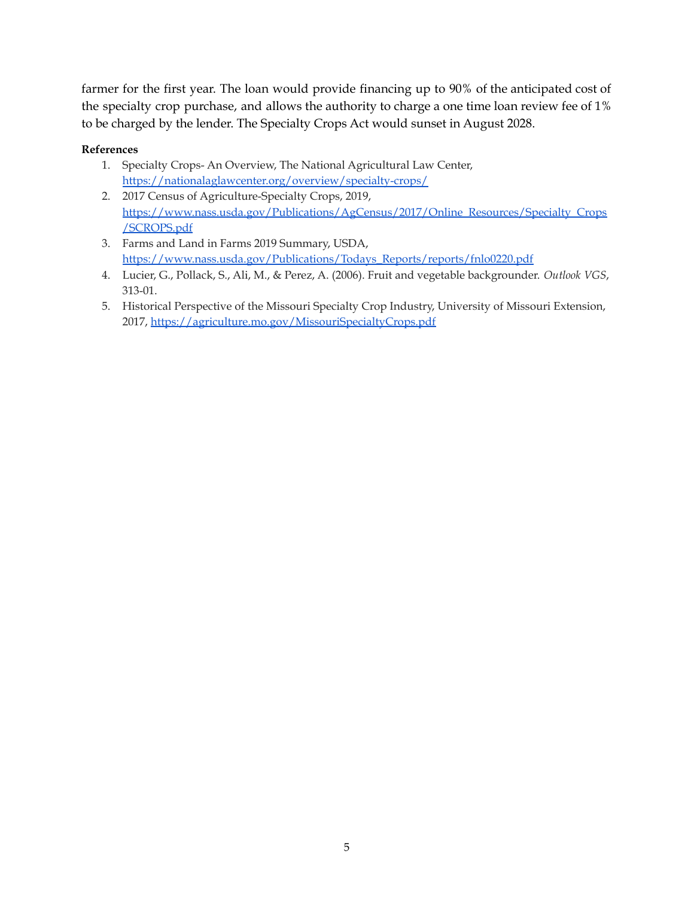farmer for the first year. The loan would provide financing up to 90% of the anticipated cost of the specialty crop purchase, and allows the authority to charge a one time loan review fee of 1% to be charged by the lender. The Specialty Crops Act would sunset in August 2028.

**References**

1. Specialty Crops- An Overview, The National Agricultural Law Center, https://nationalaglawcenter.org/overview/specialty-crops/
2. 2017 Census of Agriculture-Specialty Crops, 2019, https://www.nass.usda.gov/Publications/AgCensus/2017/Online_Resources/Specialty_Crops/SCROPS.pdf
3. Farms and Land in Farms 2019 Summary, USDA, https://www.nass.usda.gov/Publications/Todays_Reports/reports/fnlo0220.pdf
4. Lucier, G., Pollack, S., Ali, M., & Perez, A. (2006). Fruit and vegetable backgrounder. *Outlook VGS*, 313-01.
5. Historical Perspective of the Missouri Specialty Crop Industry, University of Missouri Extension, 2017, https://agriculture.mo.gov/MissouriSpecialtyCrops.pdf